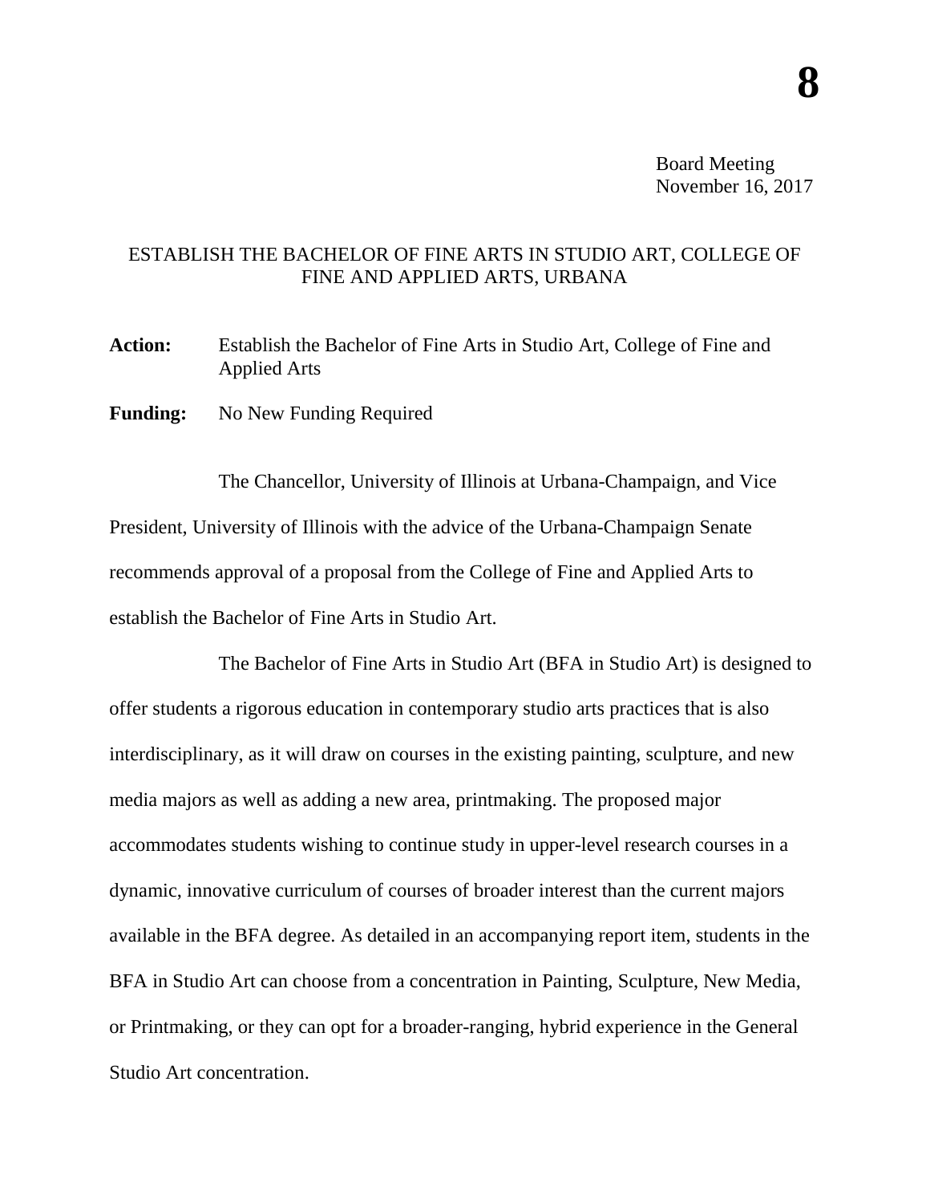**8**

Board Meeting
November 16, 2017

## ESTABLISH THE BACHELOR OF FINE ARTS IN STUDIO ART, COLLEGE OF FINE AND APPLIED ARTS, URBANA

**Action:** Establish the Bachelor of Fine Arts in Studio Art, College of Fine and Applied Arts

**Funding:** No New Funding Required

The Chancellor, University of Illinois at Urbana-Champaign, and Vice President, University of Illinois with the advice of the Urbana-Champaign Senate recommends approval of a proposal from the College of Fine and Applied Arts to establish the Bachelor of Fine Arts in Studio Art.

The Bachelor of Fine Arts in Studio Art (BFA in Studio Art) is designed to offer students a rigorous education in contemporary studio arts practices that is also interdisciplinary, as it will draw on courses in the existing painting, sculpture, and new media majors as well as adding a new area, printmaking. The proposed major accommodates students wishing to continue study in upper-level research courses in a dynamic, innovative curriculum of courses of broader interest than the current majors available in the BFA degree. As detailed in an accompanying report item, students in the BFA in Studio Art can choose from a concentration in Painting, Sculpture, New Media, or Printmaking, or they can opt for a broader-ranging, hybrid experience in the General Studio Art concentration.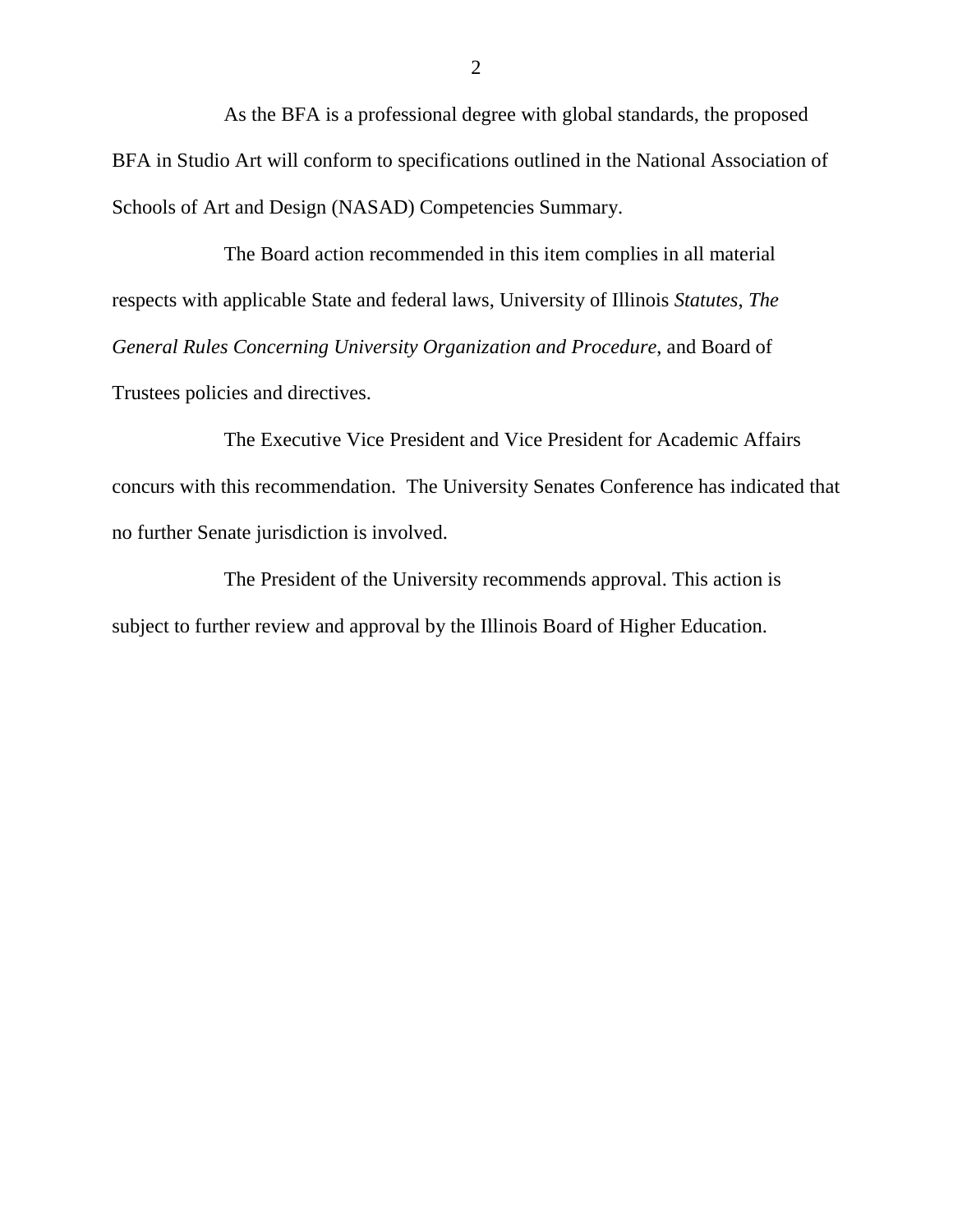As the BFA is a professional degree with global standards, the proposed BFA in Studio Art will conform to specifications outlined in the National Association of Schools of Art and Design (NASAD) Competencies Summary.

The Board action recommended in this item complies in all material respects with applicable State and federal laws, University of Illinois *Statutes*, *The General Rules Concerning University Organization and Procedure*, and Board of Trustees policies and directives.

The Executive Vice President and Vice President for Academic Affairs concurs with this recommendation. The University Senates Conference has indicated that no further Senate jurisdiction is involved.

The President of the University recommends approval. This action is subject to further review and approval by the Illinois Board of Higher Education.